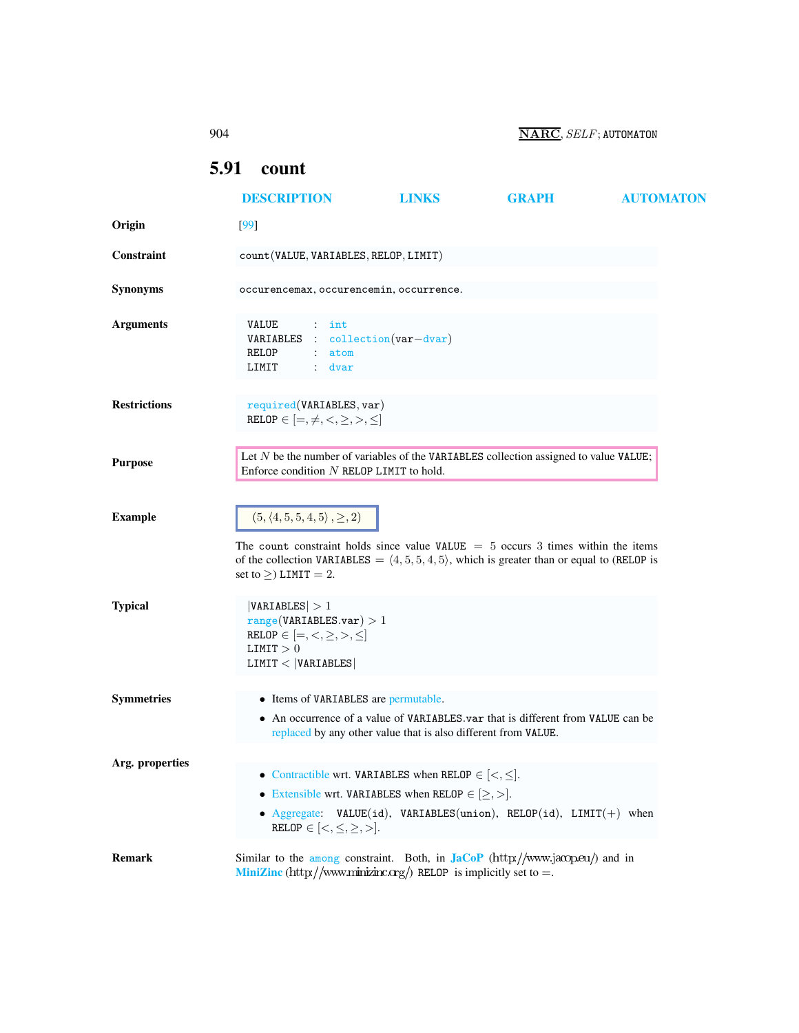## 5.91 count

DESCRIPTION LINKS GRAPH AUTOMATON

**Origin**

[99]

**Constraint**

count(VALUE, VARIABLES, RELOP, LIMIT)

**Synonyms**

occurencemax, occurencemin, occurrence.

**Arguments**

```
VALUE     : int
VARIABLES : collection(var−dvar)
RELOP     : atom
LIMIT     : dvar
```

**Restrictions**

required(VARIABLES, var)
RELOP $\in [=, \neq, <, \geq, >, \leq]$

**Purpose**

Let $N$ be the number of variables of the VARIABLES collection assigned to value VALUE; Enforce condition $N$ RELOP LIMIT to hold.

**Example**

$(5, \langle 4, 5, 5, 4, 5 \rangle, \geq, 2)$

The count constraint holds since value VALUE $= 5$ occurs 3 times within the items of the collection VARIABLES $= \langle 4, 5, 5, 4, 5 \rangle$, which is greater than or equal to (RELOP is set to $\geq$) LIMIT $= 2$.

**Typical**

|VARIABLES| $> 1$
range(VARIABLES.var) $> 1$
RELOP $\in [=, <, \geq, >, \leq]$
LIMIT $> 0$
LIMIT $<$ |VARIABLES|

**Symmetries**

- Items of VARIABLES are permutable.
- An occurrence of a value of VARIABLES.var that is different from VALUE can be replaced by any other value that is also different from VALUE.

**Arg. properties**

- Contractible wrt. VARIABLES when RELOP $\in [<, \leq]$.
- Extensible wrt. VARIABLES when RELOP $\in [\geq, >]$.
- Aggregate: VALUE(id), VARIABLES(union), RELOP(id), LIMIT(+) when RELOP $\in [<, \leq, \geq, >]$.

**Remark**

Similar to the among constraint. Both, in **JaCoP** (http://www.jacop.eu/) and in **MiniZinc** (http://www.minizinc.org/) RELOP is implicitly set to $=$.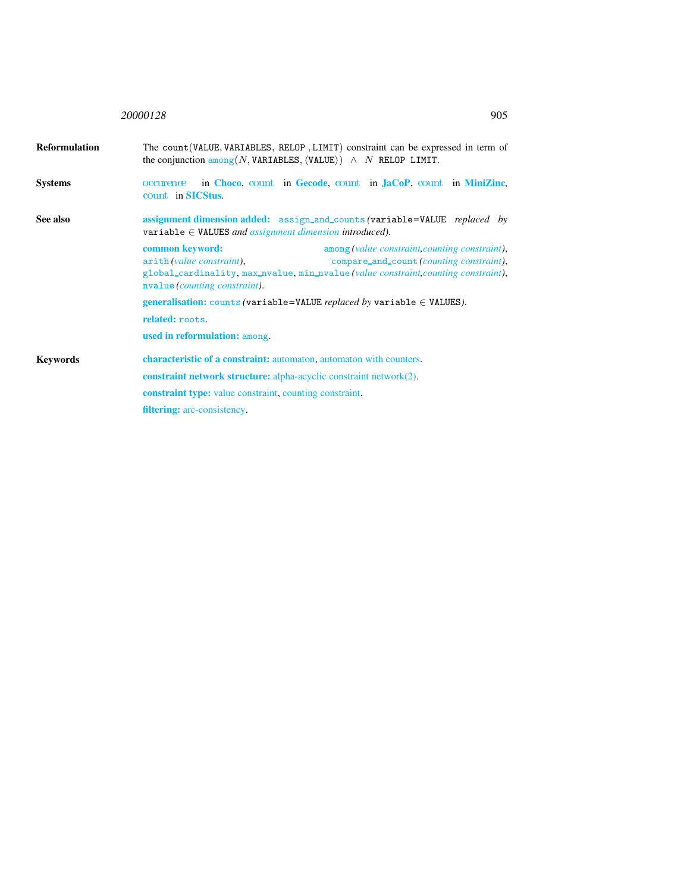**Reformulation**

The count(VALUE, VARIABLES, RELOP , LIMIT) constraint can be expressed in term of the conjunction among($N$, VARIABLES, $\langle$VALUE$\rangle$) $\wedge$ $N$ RELOP LIMIT.

**Systems**

occurence in **Choco**, count in **Gecode**, count in **JaCoP**, count in **MiniZinc**, count in **SICStus**.

**See also**

**assignment dimension added:** assign_and_counts *(*variable=VALUE *replaced by* variable $\in$ VALUES *and assignment dimension introduced)*.

**common keyword:** among *(value constraint,counting constraint)*, arith *(value constraint)*, compare_and_count *(counting constraint)*, global_cardinality, max_nvalue, min_nvalue *(value constraint,counting constraint)*, nvalue *(counting constraint)*.

**generalisation:** counts *(*variable=VALUE *replaced by* variable $\in$ VALUES*)*.

**related:** roots.

**used in reformulation:** among.

**Keywords**

**characteristic of a constraint:** automaton, automaton with counters.

**constraint network structure:** alpha-acyclic constraint network(2).

**constraint type:** value constraint, counting constraint.

**filtering:** arc-consistency.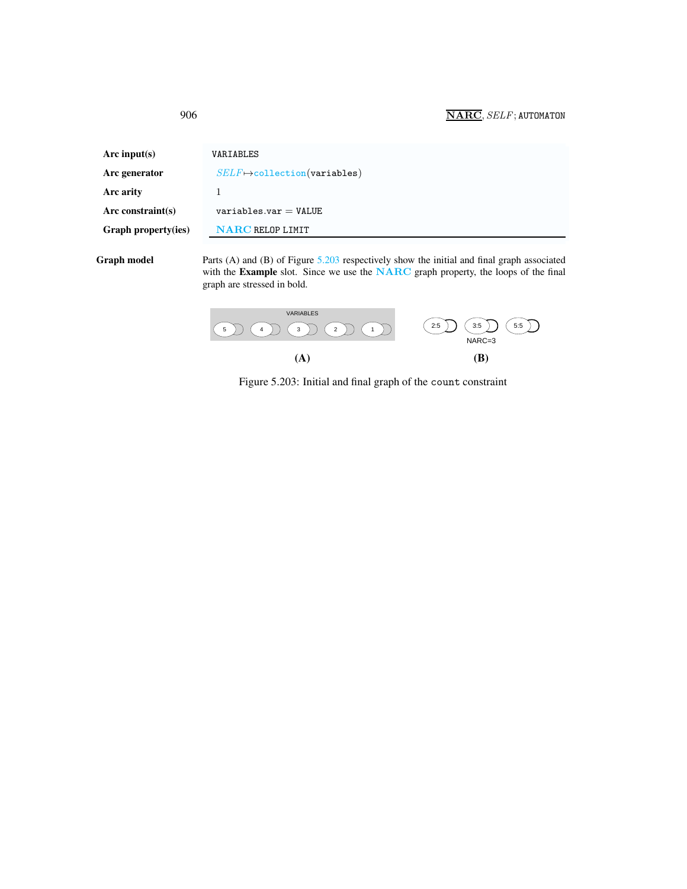| | |
|---|---|
| **Arc input(s)** | VARIABLES |
| **Arc generator** | *SELF* ↦ collection(variables) |
| **Arc arity** | 1 |
| **Arc constraint(s)** | variables.var = VALUE |
| **Graph property(ies)** | **NARC** RELOP LIMIT |

**Graph model** Parts (A) and (B) of Figure 5.203 respectively show the initial and final graph associated with the **Example** slot. Since we use the **NARC** graph property, the loops of the final graph are stressed in bold.

Figure 5.203: Initial and final graph of the count constraint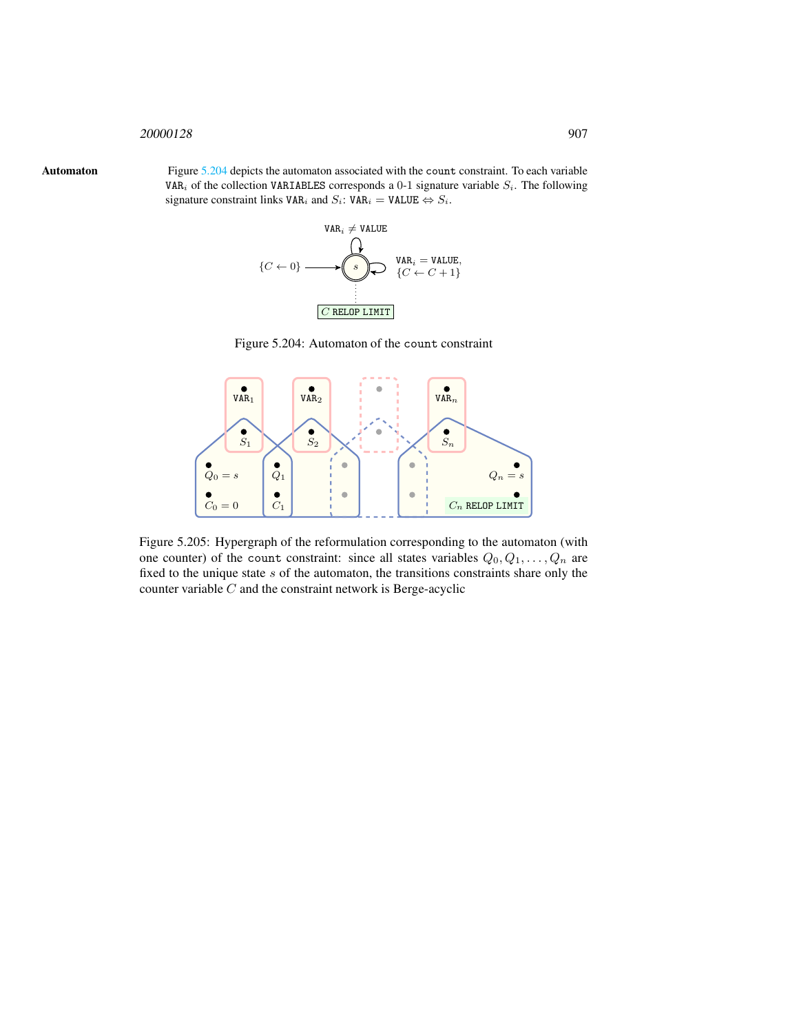**Automaton**

Figure 5.204 depicts the automaton associated with the count constraint. To each variable $\texttt{VAR}_i$ of the collection VARIABLES corresponds a 0-1 signature variable $S_i$. The following signature constraint links $\texttt{VAR}_i$ and $S_i$: $\texttt{VAR}_i = \texttt{VALUE} \Leftrightarrow S_i$.

$\texttt{VAR}_i \neq \texttt{VALUE}$

$\{C \leftarrow 0\}$

$s$

$\texttt{VAR}_i = \texttt{VALUE}$,
$\{C \leftarrow C + 1\}$

$C$ RELOP LIMIT

Figure 5.204: Automaton of the count constraint

$\texttt{VAR}_1$ $\texttt{VAR}_2$ $\texttt{VAR}_n$

$S_1$ $S_2$ $S_n$

$Q_0 = s$ $Q_1$ $Q_n = s$

$C_0 = 0$ $C_1$ $C_n$ RELOP LIMIT

Figure 5.205: Hypergraph of the reformulation corresponding to the automaton (with one counter) of the count constraint: since all states variables $Q_0, Q_1, \ldots, Q_n$ are fixed to the unique state $s$ of the automaton, the transitions constraints share only the counter variable $C$ and the constraint network is Berge-acyclic